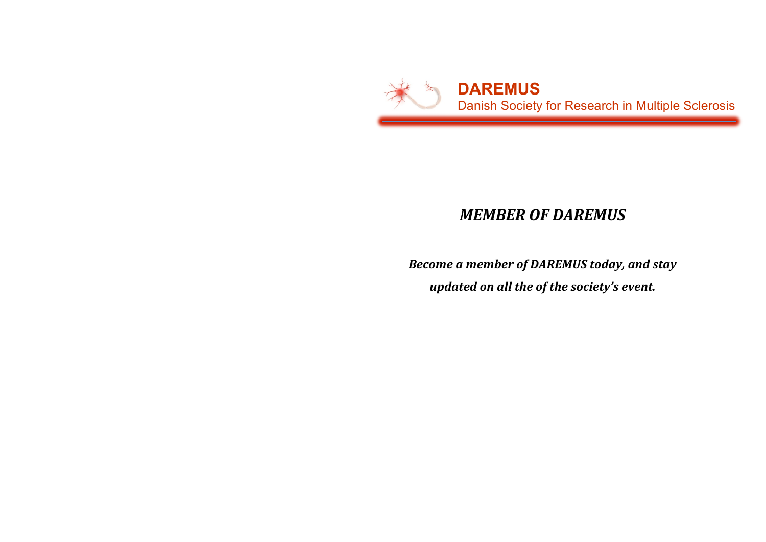**DARESMUS**

Danish Society for Research in Multiple Sclerosis

# *MEMBER OF DAREMUS*

***Become a member of DAREMUS today, and stay updated on all the of the society's event.***

**DAREMUS**

Danish Society for Research in Multiple Sclerosis

# *MEMBER OF DAREMUS*

***Become a member of DAREMUS today, and stay updated on all the of the society's event.***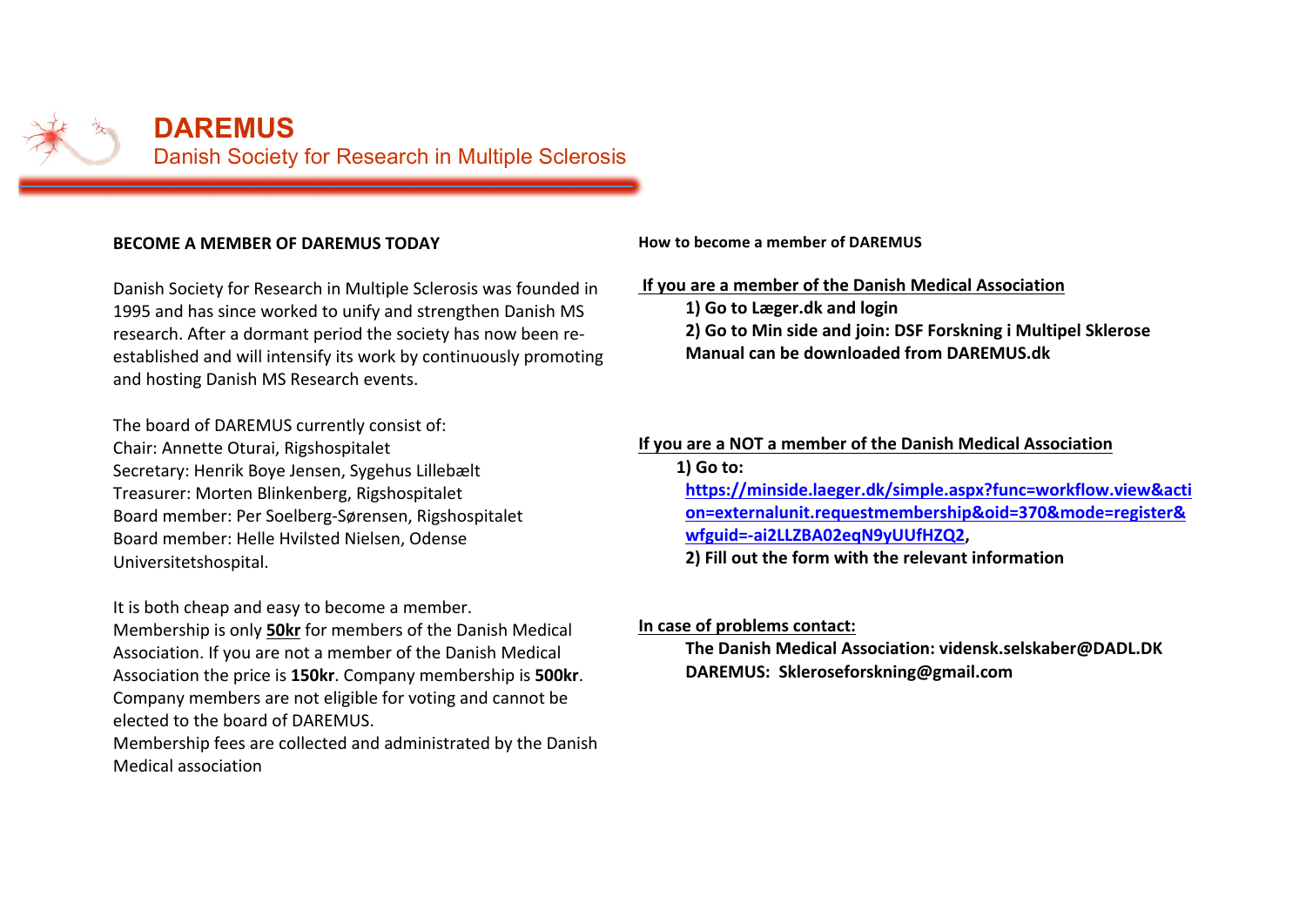# DAREMUS

Danish Society for Research in Multiple Sclerosis

**BECOME A MEMBER OF DAREMUS TODAY**

Danish Society for Research in Multiple Sclerosis was founded in 1995 and has since worked to unify and strengthen Danish MS research. After a dormant period the society has now been re-established and will intensify its work by continuously promoting and hosting Danish MS Research events.

The board of DAREMUS currently consist of:
Chair: Annette Oturai, Rigshospitalet
Secretary: Henrik Boye Jensen, Sygehus Lillebælt
Treasurer: Morten Blinkenberg, Rigshospitalet
Board member: Per Soelberg-Sørensen, Rigshospitalet
Board member: Helle Hvilsted Nielsen, Odense Universitetshospital.

It is both cheap and easy to become a member.
Membership is only **50kr** for members of the Danish Medical Association. If you are not a member of the Danish Medical Association the price is **150kr**. Company membership is **500kr**. Company members are not eligible for voting and cannot be elected to the board of DAREMUS.
Membership fees are collected and administrated by the Danish Medical association

**How to become a member of DAREMUS**

**If you are a member of the Danish Medical Association**

**1) Go to Læger.dk and login**
**2) Go to Min side and join: DSF Forskning i Multipel Sklerose**
**Manual can be downloaded from DAREMUS.dk**

**If you are a NOT a member of the Danish Medical Association**

**1) Go to:**
**https://minside.laeger.dk/simple.aspx?func=workflow.view&action=externalunit.requestmembership&oid=370&mode=register&wfguid=-ai2LLZBA02eqN9yUUfHZQ2,**
**2) Fill out the form with the relevant information**

**In case of problems contact:**

**The Danish Medical Association: vidensk.selskaber@DADL.DK**
**DAREMUS: Skleroseforskning@gmail.com**